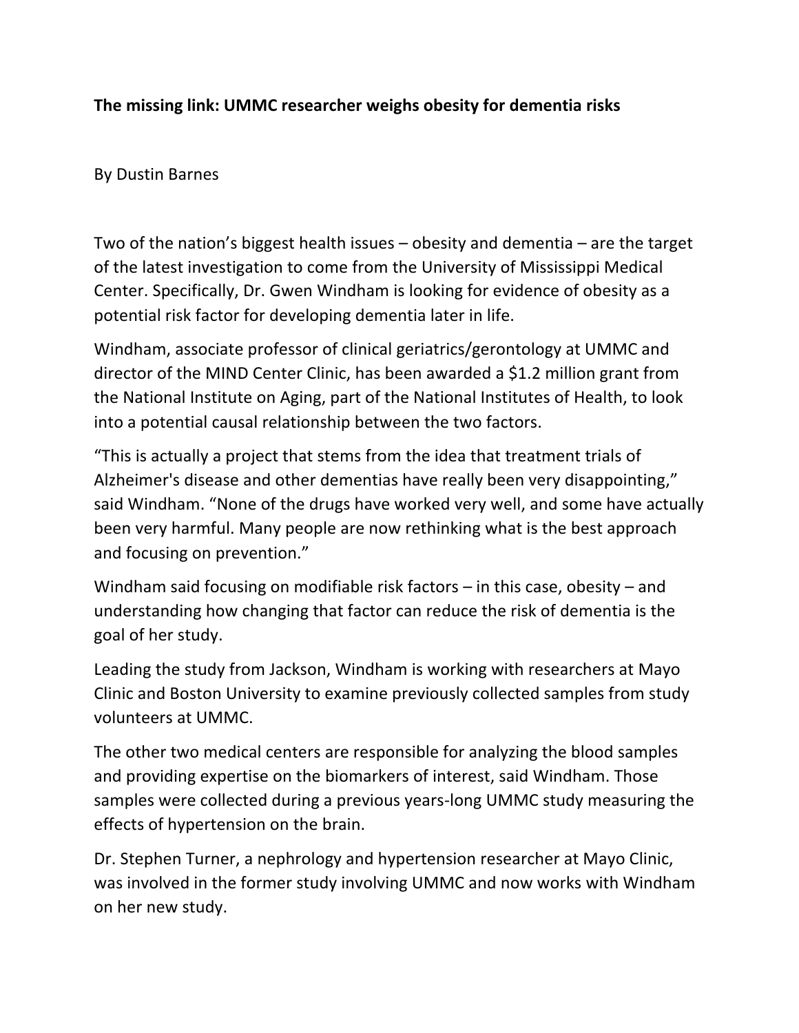**The missing link: UMMC researcher weighs obesity for dementia risks**

By Dustin Barnes

Two of the nation's biggest health issues – obesity and dementia – are the target of the latest investigation to come from the University of Mississippi Medical Center. Specifically, Dr. Gwen Windham is looking for evidence of obesity as a potential risk factor for developing dementia later in life.

Windham, associate professor of clinical geriatrics/gerontology at UMMC and director of the MIND Center Clinic, has been awarded a $1.2 million grant from the National Institute on Aging, part of the National Institutes of Health, to look into a potential causal relationship between the two factors.

"This is actually a project that stems from the idea that treatment trials of Alzheimer's disease and other dementias have really been very disappointing," said Windham. "None of the drugs have worked very well, and some have actually been very harmful. Many people are now rethinking what is the best approach and focusing on prevention."

Windham said focusing on modifiable risk factors – in this case, obesity – and understanding how changing that factor can reduce the risk of dementia is the goal of her study.

Leading the study from Jackson, Windham is working with researchers at Mayo Clinic and Boston University to examine previously collected samples from study volunteers at UMMC.

The other two medical centers are responsible for analyzing the blood samples and providing expertise on the biomarkers of interest, said Windham. Those samples were collected during a previous years-long UMMC study measuring the effects of hypertension on the brain.

Dr. Stephen Turner, a nephrology and hypertension researcher at Mayo Clinic, was involved in the former study involving UMMC and now works with Windham on her new study.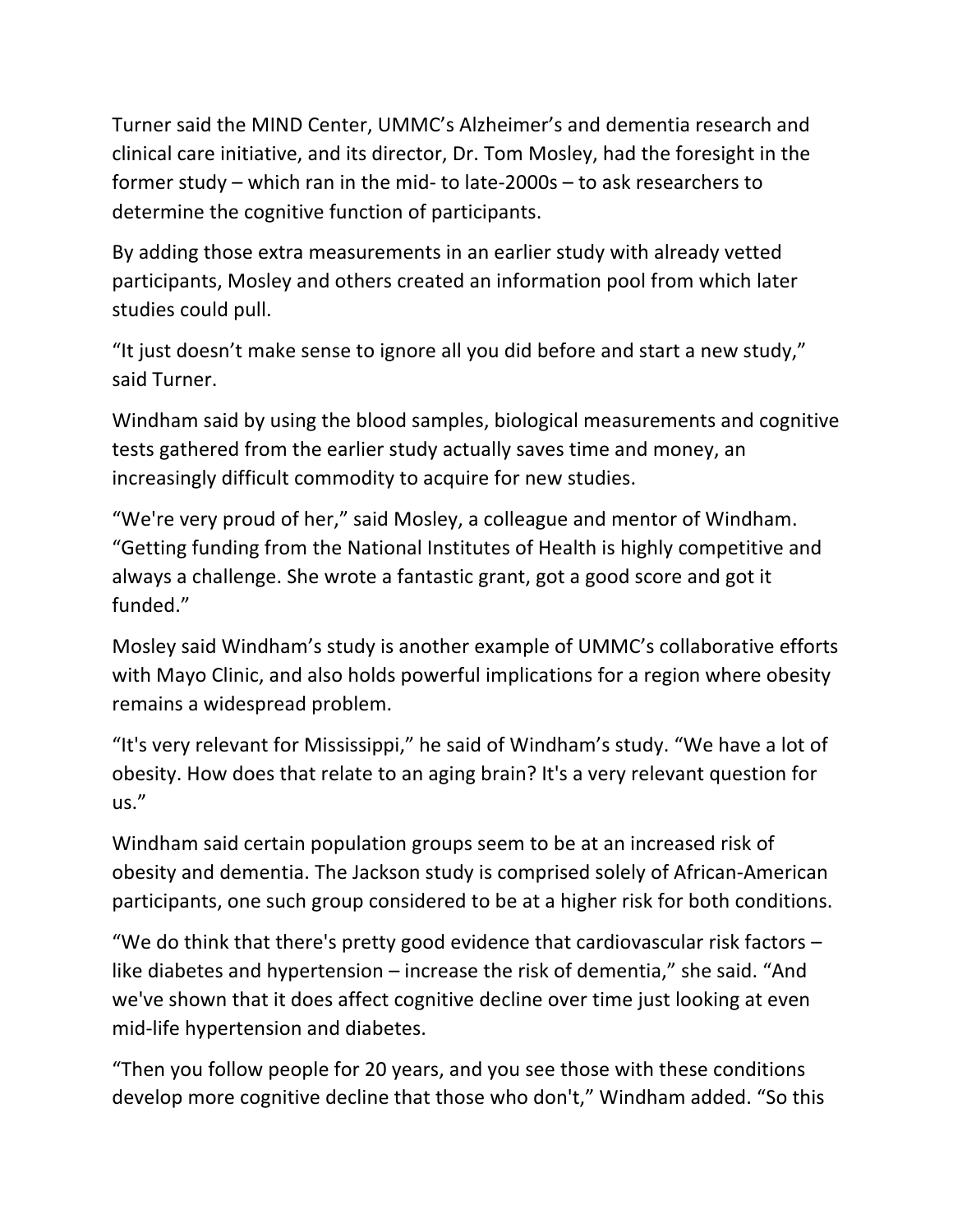Turner said the MIND Center, UMMC's Alzheimer's and dementia research and clinical care initiative, and its director, Dr. Tom Mosley, had the foresight in the former study – which ran in the mid- to late-2000s – to ask researchers to determine the cognitive function of participants.

By adding those extra measurements in an earlier study with already vetted participants, Mosley and others created an information pool from which later studies could pull.

"It just doesn't make sense to ignore all you did before and start a new study," said Turner.

Windham said by using the blood samples, biological measurements and cognitive tests gathered from the earlier study actually saves time and money, an increasingly difficult commodity to acquire for new studies.

"We're very proud of her," said Mosley, a colleague and mentor of Windham. "Getting funding from the National Institutes of Health is highly competitive and always a challenge. She wrote a fantastic grant, got a good score and got it funded."

Mosley said Windham's study is another example of UMMC's collaborative efforts with Mayo Clinic, and also holds powerful implications for a region where obesity remains a widespread problem.

"It's very relevant for Mississippi," he said of Windham's study. "We have a lot of obesity. How does that relate to an aging brain? It's a very relevant question for us."

Windham said certain population groups seem to be at an increased risk of obesity and dementia. The Jackson study is comprised solely of African-American participants, one such group considered to be at a higher risk for both conditions.

"We do think that there's pretty good evidence that cardiovascular risk factors – like diabetes and hypertension – increase the risk of dementia," she said. "And we've shown that it does affect cognitive decline over time just looking at even mid-life hypertension and diabetes.

"Then you follow people for 20 years, and you see those with these conditions develop more cognitive decline that those who don't," Windham added. "So this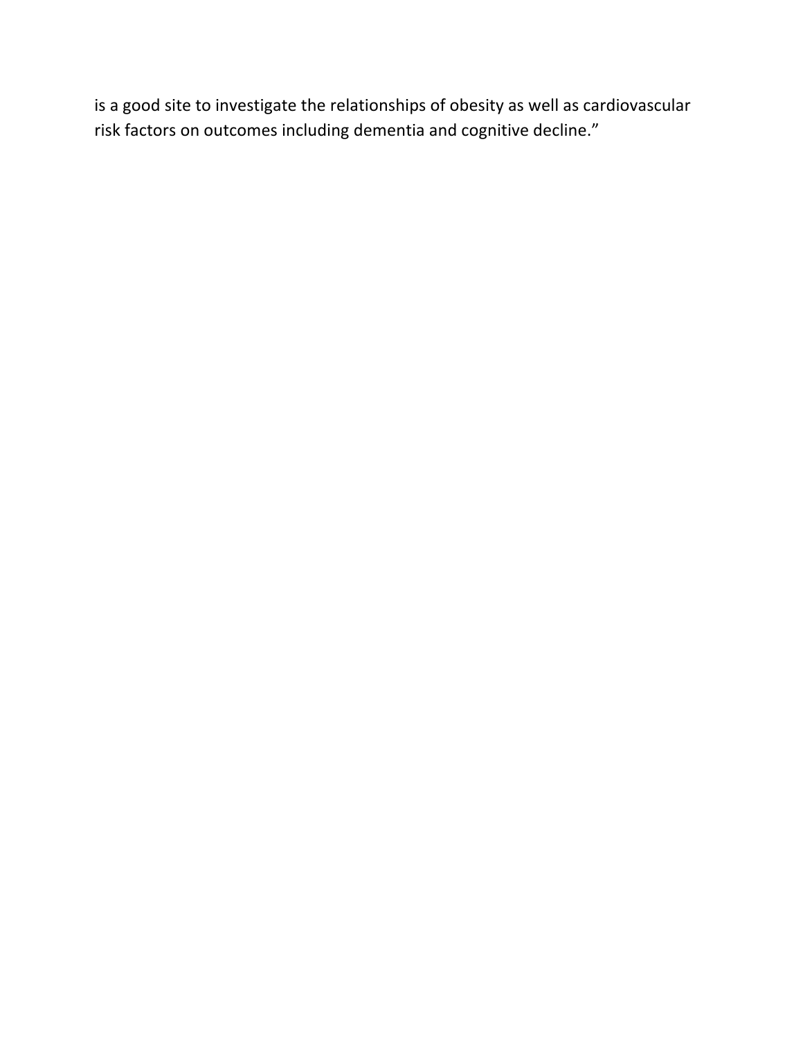is a good site to investigate the relationships of obesity as well as cardiovascular risk factors on outcomes including dementia and cognitive decline."